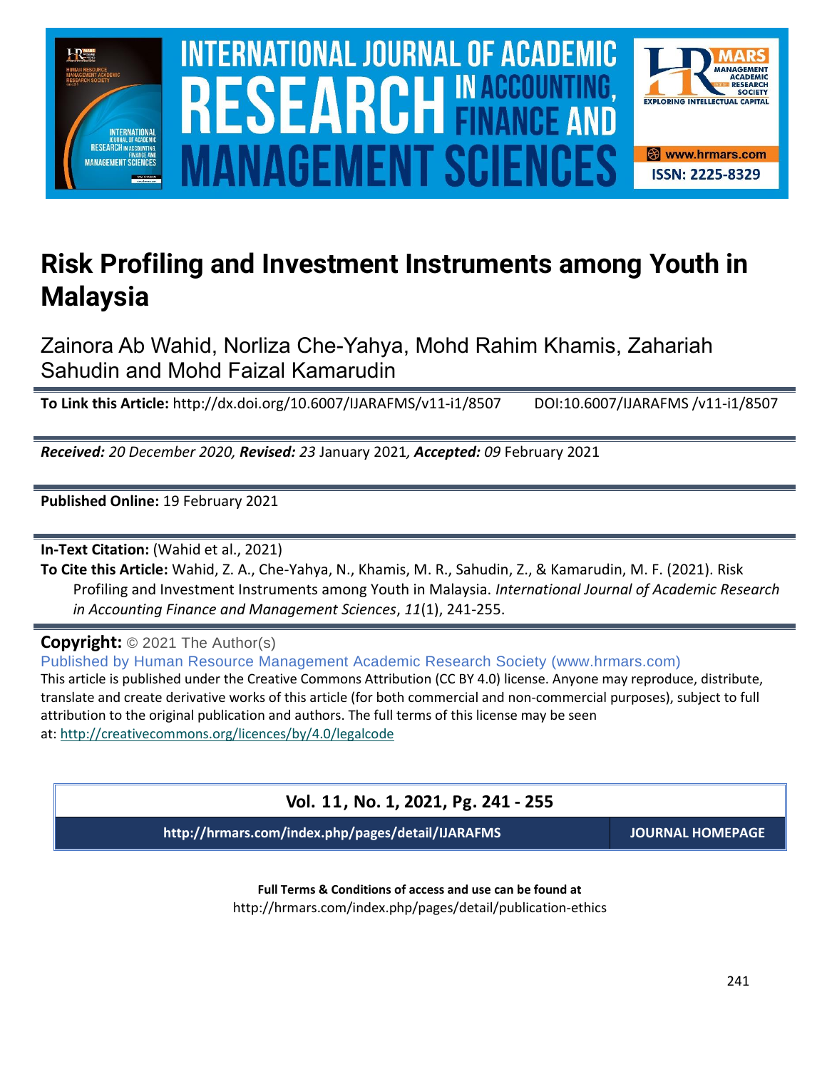# Risk Profiling and Investment Instruments among Youth in Malaysia

Zainora Ab Wahid, Norliza Che-Yahya, Mohd Rahim Khamis, Zahariah Sahudin and Mohd Faizal Kamarudin

**To Link this Article:** http://dx.doi.org/10.6007/IJARAFMS/v11-i1/8507 DOI:10.6007/IJARAFMS /v11-i1/8507

***Received:** 20 December 2020, **Revised:** 23* January 2021*, **Accepted:** 09* February 2021

**Published Online:** 19 February 2021

**In-Text Citation:** (Wahid et al., 2021)

**To Cite this Article:** Wahid, Z. A., Che-Yahya, N., Khamis, M. R., Sahudin, Z., & Kamarudin, M. F. (2021). Risk Profiling and Investment Instruments among Youth in Malaysia. *International Journal of Academic Research in Accounting Finance and Management Sciences*, *11*(1), 241-255.

**Copyright:** © 2021 The Author(s)

Published by Human Resource Management Academic Research Society (www.hrmars.com)

This article is published under the Creative Commons Attribution (CC BY 4.0) license. Anyone may reproduce, distribute, translate and create derivative works of this article (for both commercial and non-commercial purposes), subject to full attribution to the original publication and authors. The full terms of this license may be seen at: http://creativecommons.org/licences/by/4.0/legalcode

**Vol. 11, No. 1, 2021, Pg. 241 - 255**

**http://hrmars.com/index.php/pages/detail/IJARAFMS** **JOURNAL HOMEPAGE**

**Full Terms & Conditions of access and use can be found at**
http://hrmars.com/index.php/pages/detail/publication-ethics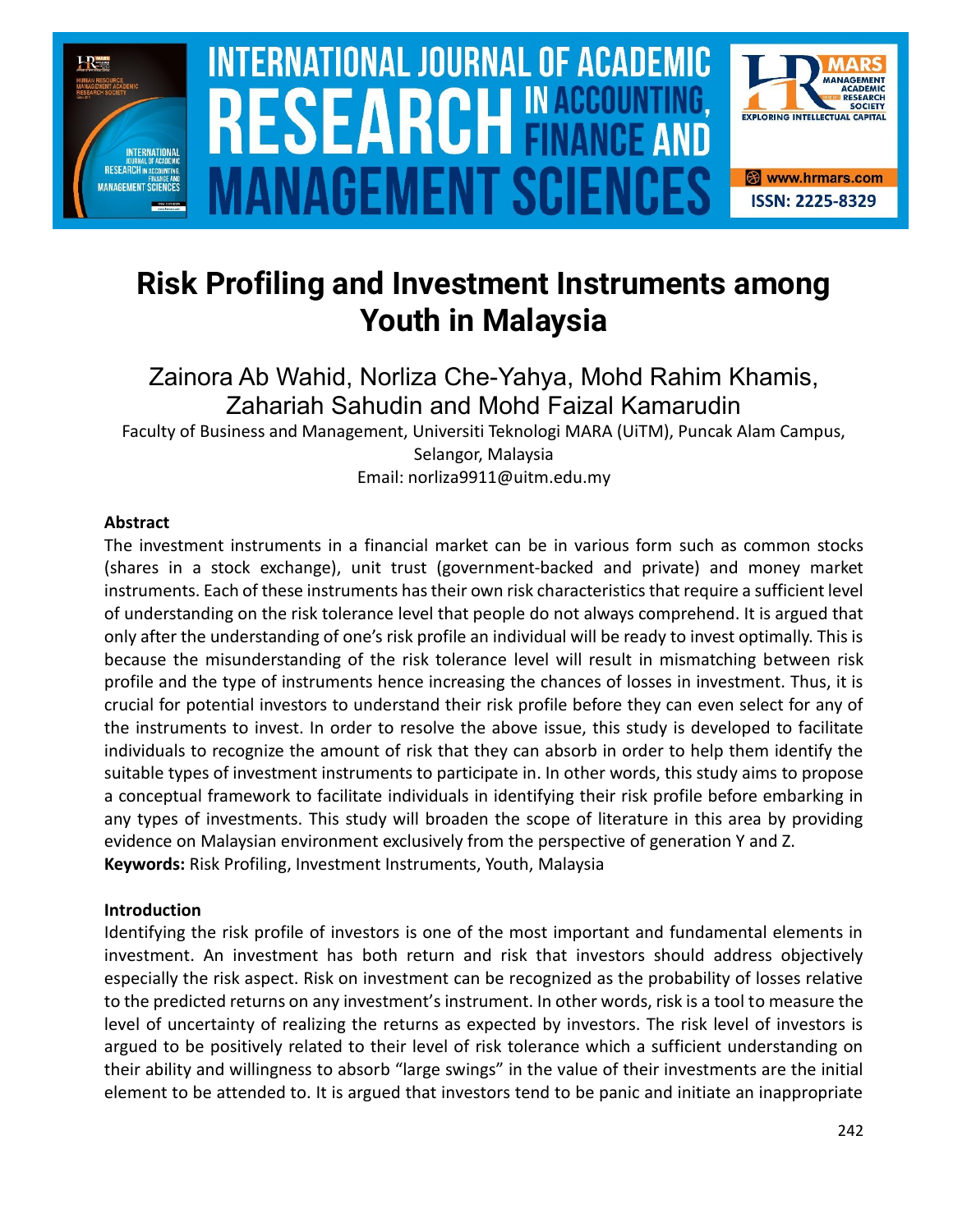# Risk Profiling and Investment Instruments among Youth in Malaysia

Zainora Ab Wahid, Norliza Che-Yahya, Mohd Rahim Khamis, Zahariah Sahudin and Mohd Faizal Kamarudin

Faculty of Business and Management, Universiti Teknologi MARA (UiTM), Puncak Alam Campus, Selangor, Malaysia

Email: norliza9911@uitm.edu.my

### Abstract

The investment instruments in a financial market can be in various form such as common stocks (shares in a stock exchange), unit trust (government-backed and private) and money market instruments. Each of these instruments has their own risk characteristics that require a sufficient level of understanding on the risk tolerance level that people do not always comprehend. It is argued that only after the understanding of one's risk profile an individual will be ready to invest optimally. This is because the misunderstanding of the risk tolerance level will result in mismatching between risk profile and the type of instruments hence increasing the chances of losses in investment. Thus, it is crucial for potential investors to understand their risk profile before they can even select for any of the instruments to invest. In order to resolve the above issue, this study is developed to facilitate individuals to recognize the amount of risk that they can absorb in order to help them identify the suitable types of investment instruments to participate in. In other words, this study aims to propose a conceptual framework to facilitate individuals in identifying their risk profile before embarking in any types of investments. This study will broaden the scope of literature in this area by providing evidence on Malaysian environment exclusively from the perspective of generation Y and Z.

**Keywords:** Risk Profiling, Investment Instruments, Youth, Malaysia

### Introduction

Identifying the risk profile of investors is one of the most important and fundamental elements in investment. An investment has both return and risk that investors should address objectively especially the risk aspect. Risk on investment can be recognized as the probability of losses relative to the predicted returns on any investment's instrument. In other words, risk is a tool to measure the level of uncertainty of realizing the returns as expected by investors. The risk level of investors is argued to be positively related to their level of risk tolerance which a sufficient understanding on their ability and willingness to absorb "large swings" in the value of their investments are the initial element to be attended to. It is argued that investors tend to be panic and initiate an inappropriate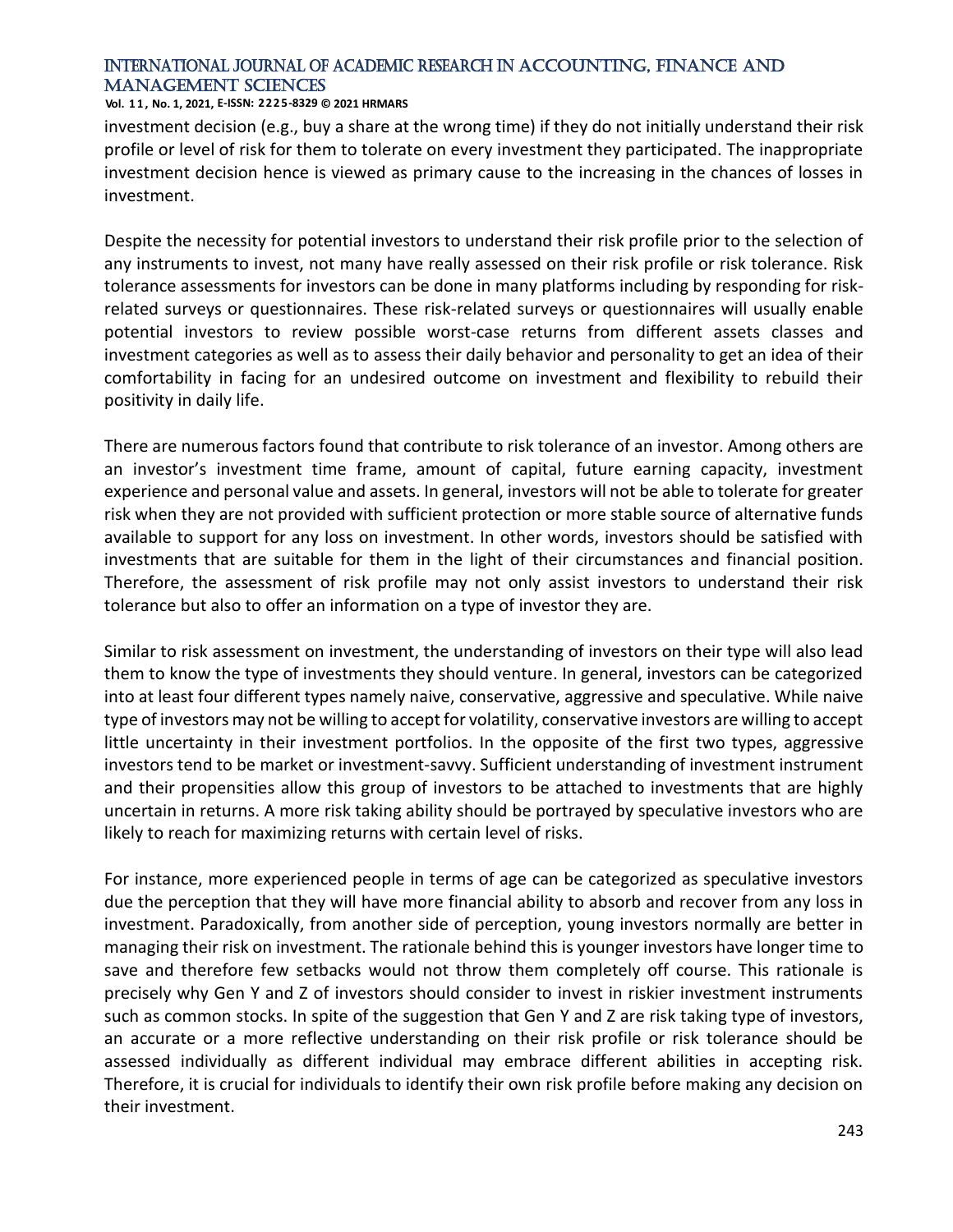investment decision (e.g., buy a share at the wrong time) if they do not initially understand their risk profile or level of risk for them to tolerate on every investment they participated. The inappropriate investment decision hence is viewed as primary cause to the increasing in the chances of losses in investment.

Despite the necessity for potential investors to understand their risk profile prior to the selection of any instruments to invest, not many have really assessed on their risk profile or risk tolerance. Risk tolerance assessments for investors can be done in many platforms including by responding for risk-related surveys or questionnaires. These risk-related surveys or questionnaires will usually enable potential investors to review possible worst-case returns from different assets classes and investment categories as well as to assess their daily behavior and personality to get an idea of their comfortability in facing for an undesired outcome on investment and flexibility to rebuild their positivity in daily life.

There are numerous factors found that contribute to risk tolerance of an investor. Among others are an investor's investment time frame, amount of capital, future earning capacity, investment experience and personal value and assets. In general, investors will not be able to tolerate for greater risk when they are not provided with sufficient protection or more stable source of alternative funds available to support for any loss on investment. In other words, investors should be satisfied with investments that are suitable for them in the light of their circumstances and financial position. Therefore, the assessment of risk profile may not only assist investors to understand their risk tolerance but also to offer an information on a type of investor they are.

Similar to risk assessment on investment, the understanding of investors on their type will also lead them to know the type of investments they should venture. In general, investors can be categorized into at least four different types namely naive, conservative, aggressive and speculative. While naive type of investors may not be willing to accept for volatility, conservative investors are willing to accept little uncertainty in their investment portfolios. In the opposite of the first two types, aggressive investors tend to be market or investment-savvy. Sufficient understanding of investment instrument and their propensities allow this group of investors to be attached to investments that are highly uncertain in returns. A more risk taking ability should be portrayed by speculative investors who are likely to reach for maximizing returns with certain level of risks.

For instance, more experienced people in terms of age can be categorized as speculative investors due the perception that they will have more financial ability to absorb and recover from any loss in investment. Paradoxically, from another side of perception, young investors normally are better in managing their risk on investment. The rationale behind this is younger investors have longer time to save and therefore few setbacks would not throw them completely off course. This rationale is precisely why Gen Y and Z of investors should consider to invest in riskier investment instruments such as common stocks. In spite of the suggestion that Gen Y and Z are risk taking type of investors, an accurate or a more reflective understanding on their risk profile or risk tolerance should be assessed individually as different individual may embrace different abilities in accepting risk. Therefore, it is crucial for individuals to identify their own risk profile before making any decision on their investment.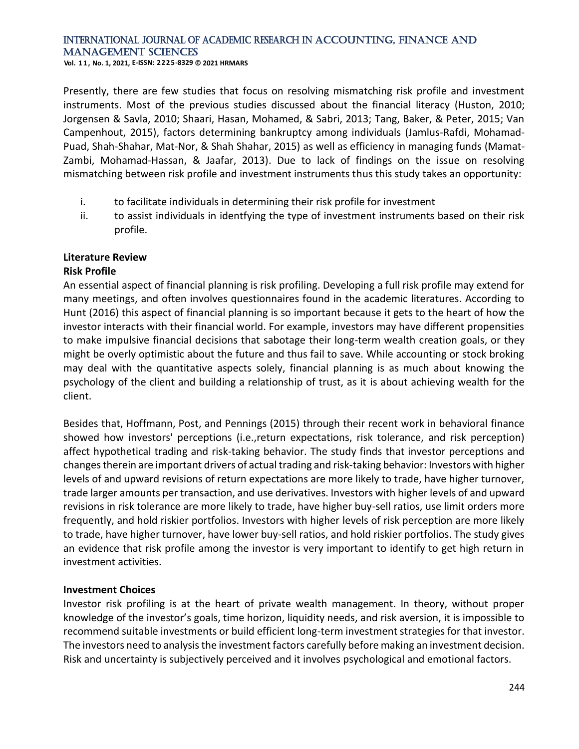Presently, there are few studies that focus on resolving mismatching risk profile and investment instruments. Most of the previous studies discussed about the financial literacy (Huston, 2010; Jorgensen & Savla, 2010; Shaari, Hasan, Mohamed, & Sabri, 2013; Tang, Baker, & Peter, 2015; Van Campenhout, 2015), factors determining bankruptcy among individuals (Jamlus-Rafdi, Mohamad-Puad, Shah-Shahar, Mat-Nor, & Shah Shahar, 2015) as well as efficiency in managing funds (Mamat-Zambi, Mohamad-Hassan, & Jaafar, 2013). Due to lack of findings on the issue on resolving mismatching between risk profile and investment instruments thus this study takes an opportunity:

i. to facilitate individuals in determining their risk profile for investment
ii. to assist individuals in identfying the type of investment instruments based on their risk profile.

## Literature Review

### Risk Profile

An essential aspect of financial planning is risk profiling. Developing a full risk profile may extend for many meetings, and often involves questionnaires found in the academic literatures. According to Hunt (2016) this aspect of financial planning is so important because it gets to the heart of how the investor interacts with their financial world. For example, investors may have different propensities to make impulsive financial decisions that sabotage their long-term wealth creation goals, or they might be overly optimistic about the future and thus fail to save. While accounting or stock broking may deal with the quantitative aspects solely, financial planning is as much about knowing the psychology of the client and building a relationship of trust, as it is about achieving wealth for the client.

Besides that, Hoffmann, Post, and Pennings (2015) through their recent work in behavioral finance showed how investors' perceptions (i.e.,return expectations, risk tolerance, and risk perception) affect hypothetical trading and risk-taking behavior. The study finds that investor perceptions and changes therein are important drivers of actual trading and risk-taking behavior: Investors with higher levels of and upward revisions of return expectations are more likely to trade, have higher turnover, trade larger amounts per transaction, and use derivatives. Investors with higher levels of and upward revisions in risk tolerance are more likely to trade, have higher buy-sell ratios, use limit orders more frequently, and hold riskier portfolios. Investors with higher levels of risk perception are more likely to trade, have higher turnover, have lower buy-sell ratios, and hold riskier portfolios. The study gives an evidence that risk profile among the investor is very important to identify to get high return in investment activities.

### Investment Choices

Investor risk profiling is at the heart of private wealth management. In theory, without proper knowledge of the investor's goals, time horizon, liquidity needs, and risk aversion, it is impossible to recommend suitable investments or build efficient long-term investment strategies for that investor. The investors need to analysis the investment factors carefully before making an investment decision. Risk and uncertainty is subjectively perceived and it involves psychological and emotional factors.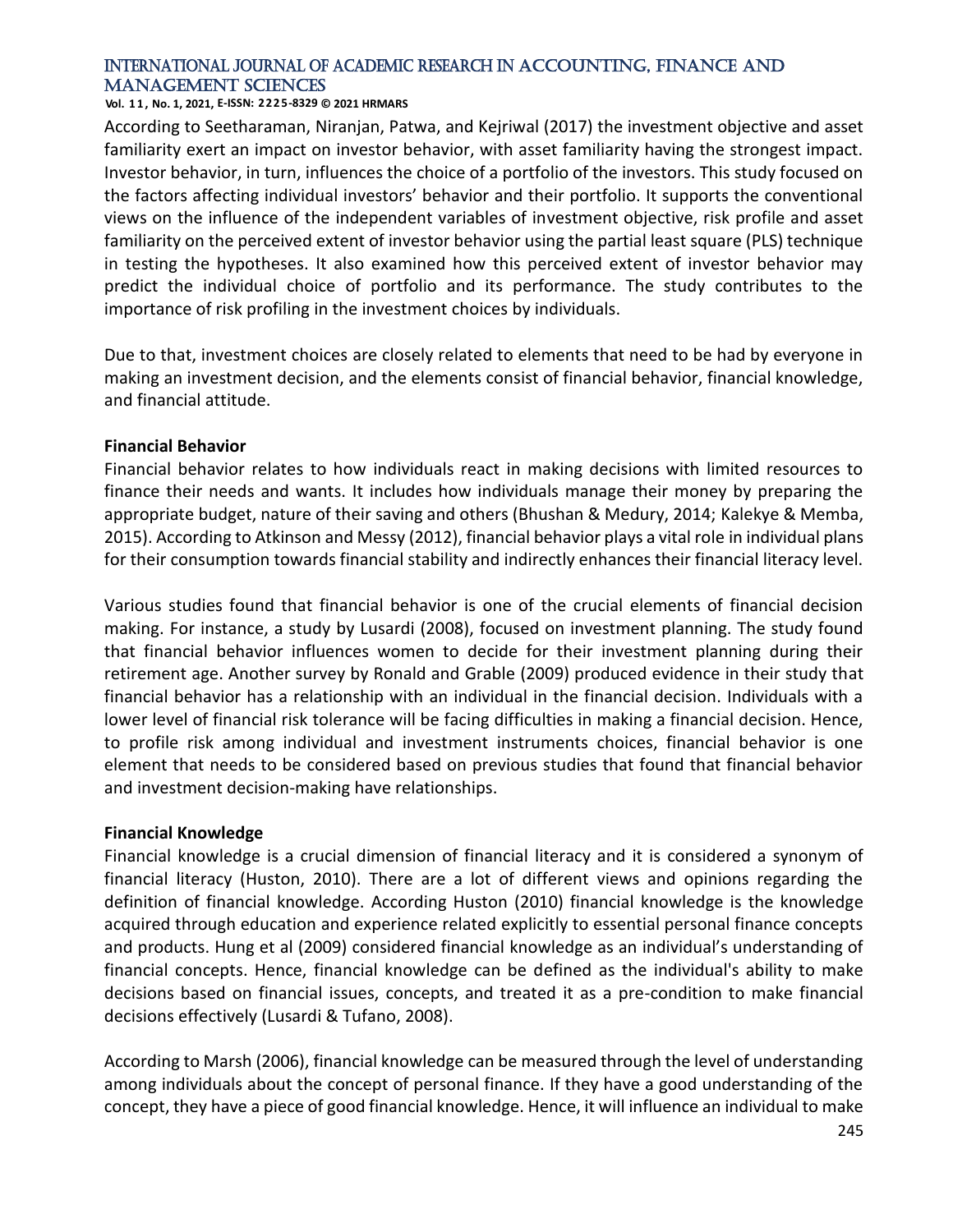According to Seetharaman, Niranjan, Patwa, and Kejriwal (2017) the investment objective and asset familiarity exert an impact on investor behavior, with asset familiarity having the strongest impact. Investor behavior, in turn, influences the choice of a portfolio of the investors. This study focused on the factors affecting individual investors' behavior and their portfolio. It supports the conventional views on the influence of the independent variables of investment objective, risk profile and asset familiarity on the perceived extent of investor behavior using the partial least square (PLS) technique in testing the hypotheses. It also examined how this perceived extent of investor behavior may predict the individual choice of portfolio and its performance. The study contributes to the importance of risk profiling in the investment choices by individuals.

Due to that, investment choices are closely related to elements that need to be had by everyone in making an investment decision, and the elements consist of financial behavior, financial knowledge, and financial attitude.

**Financial Behavior**

Financial behavior relates to how individuals react in making decisions with limited resources to finance their needs and wants. It includes how individuals manage their money by preparing the appropriate budget, nature of their saving and others (Bhushan & Medury, 2014; Kalekye & Memba, 2015). According to Atkinson and Messy (2012), financial behavior plays a vital role in individual plans for their consumption towards financial stability and indirectly enhances their financial literacy level.

Various studies found that financial behavior is one of the crucial elements of financial decision making. For instance, a study by Lusardi (2008), focused on investment planning. The study found that financial behavior influences women to decide for their investment planning during their retirement age. Another survey by Ronald and Grable (2009) produced evidence in their study that financial behavior has a relationship with an individual in the financial decision. Individuals with a lower level of financial risk tolerance will be facing difficulties in making a financial decision. Hence, to profile risk among individual and investment instruments choices, financial behavior is one element that needs to be considered based on previous studies that found that financial behavior and investment decision-making have relationships.

**Financial Knowledge**

Financial knowledge is a crucial dimension of financial literacy and it is considered a synonym of financial literacy (Huston, 2010). There are a lot of different views and opinions regarding the definition of financial knowledge. According Huston (2010) financial knowledge is the knowledge acquired through education and experience related explicitly to essential personal finance concepts and products. Hung et al (2009) considered financial knowledge as an individual's understanding of financial concepts. Hence, financial knowledge can be defined as the individual's ability to make decisions based on financial issues, concepts, and treated it as a pre-condition to make financial decisions effectively (Lusardi & Tufano, 2008).

According to Marsh (2006), financial knowledge can be measured through the level of understanding among individuals about the concept of personal finance. If they have a good understanding of the concept, they have a piece of good financial knowledge. Hence, it will influence an individual to make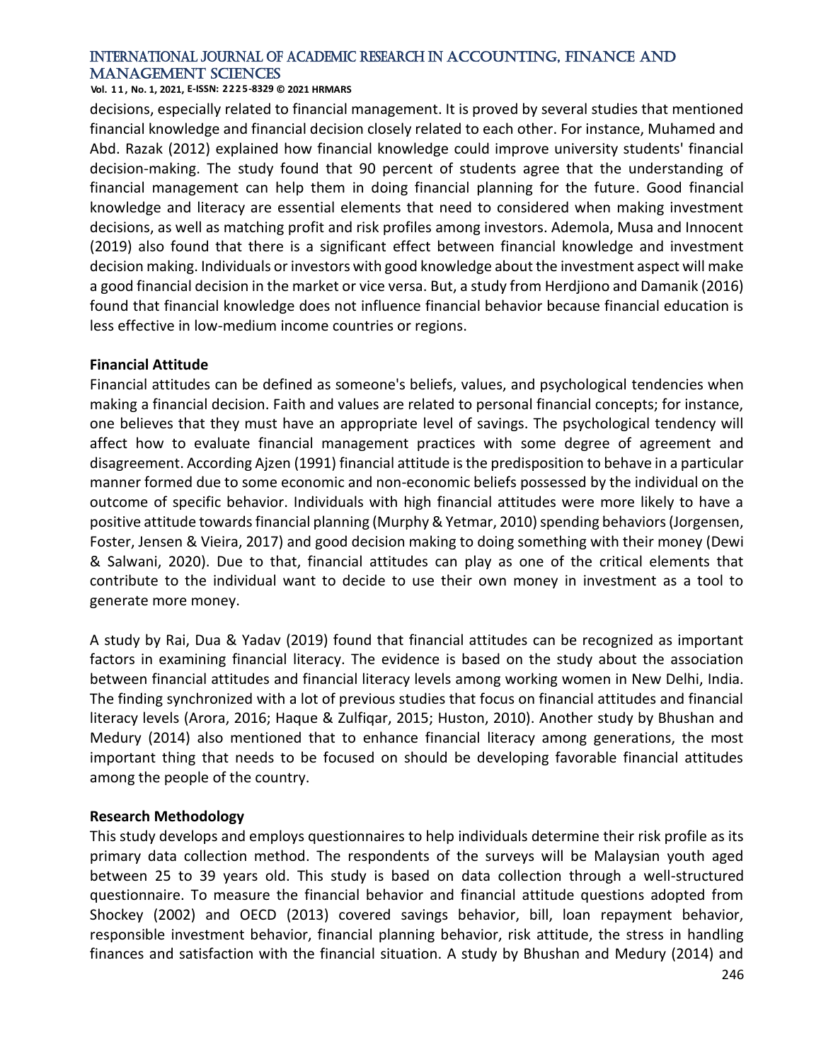decisions, especially related to financial management. It is proved by several studies that mentioned financial knowledge and financial decision closely related to each other. For instance, Muhamed and Abd. Razak (2012) explained how financial knowledge could improve university students' financial decision-making. The study found that 90 percent of students agree that the understanding of financial management can help them in doing financial planning for the future. Good financial knowledge and literacy are essential elements that need to considered when making investment decisions, as well as matching profit and risk profiles among investors. Ademola, Musa and Innocent (2019) also found that there is a significant effect between financial knowledge and investment decision making. Individuals or investors with good knowledge about the investment aspect will make a good financial decision in the market or vice versa. But, a study from Herdjiono and Damanik (2016) found that financial knowledge does not influence financial behavior because financial education is less effective in low-medium income countries or regions.

**Financial Attitude**

Financial attitudes can be defined as someone's beliefs, values, and psychological tendencies when making a financial decision. Faith and values are related to personal financial concepts; for instance, one believes that they must have an appropriate level of savings. The psychological tendency will affect how to evaluate financial management practices with some degree of agreement and disagreement. According Ajzen (1991) financial attitude is the predisposition to behave in a particular manner formed due to some economic and non-economic beliefs possessed by the individual on the outcome of specific behavior. Individuals with high financial attitudes were more likely to have a positive attitude towards financial planning (Murphy & Yetmar, 2010) spending behaviors (Jorgensen, Foster, Jensen & Vieira, 2017) and good decision making to doing something with their money (Dewi & Salwani, 2020). Due to that, financial attitudes can play as one of the critical elements that contribute to the individual want to decide to use their own money in investment as a tool to generate more money.

A study by Rai, Dua & Yadav (2019) found that financial attitudes can be recognized as important factors in examining financial literacy. The evidence is based on the study about the association between financial attitudes and financial literacy levels among working women in New Delhi, India. The finding synchronized with a lot of previous studies that focus on financial attitudes and financial literacy levels (Arora, 2016; Haque & Zulfiqar, 2015; Huston, 2010). Another study by Bhushan and Medury (2014) also mentioned that to enhance financial literacy among generations, the most important thing that needs to be focused on should be developing favorable financial attitudes among the people of the country.

**Research Methodology**

This study develops and employs questionnaires to help individuals determine their risk profile as its primary data collection method. The respondents of the surveys will be Malaysian youth aged between 25 to 39 years old. This study is based on data collection through a well-structured questionnaire. To measure the financial behavior and financial attitude questions adopted from Shockey (2002) and OECD (2013) covered savings behavior, bill, loan repayment behavior, responsible investment behavior, financial planning behavior, risk attitude, the stress in handling finances and satisfaction with the financial situation. A study by Bhushan and Medury (2014) and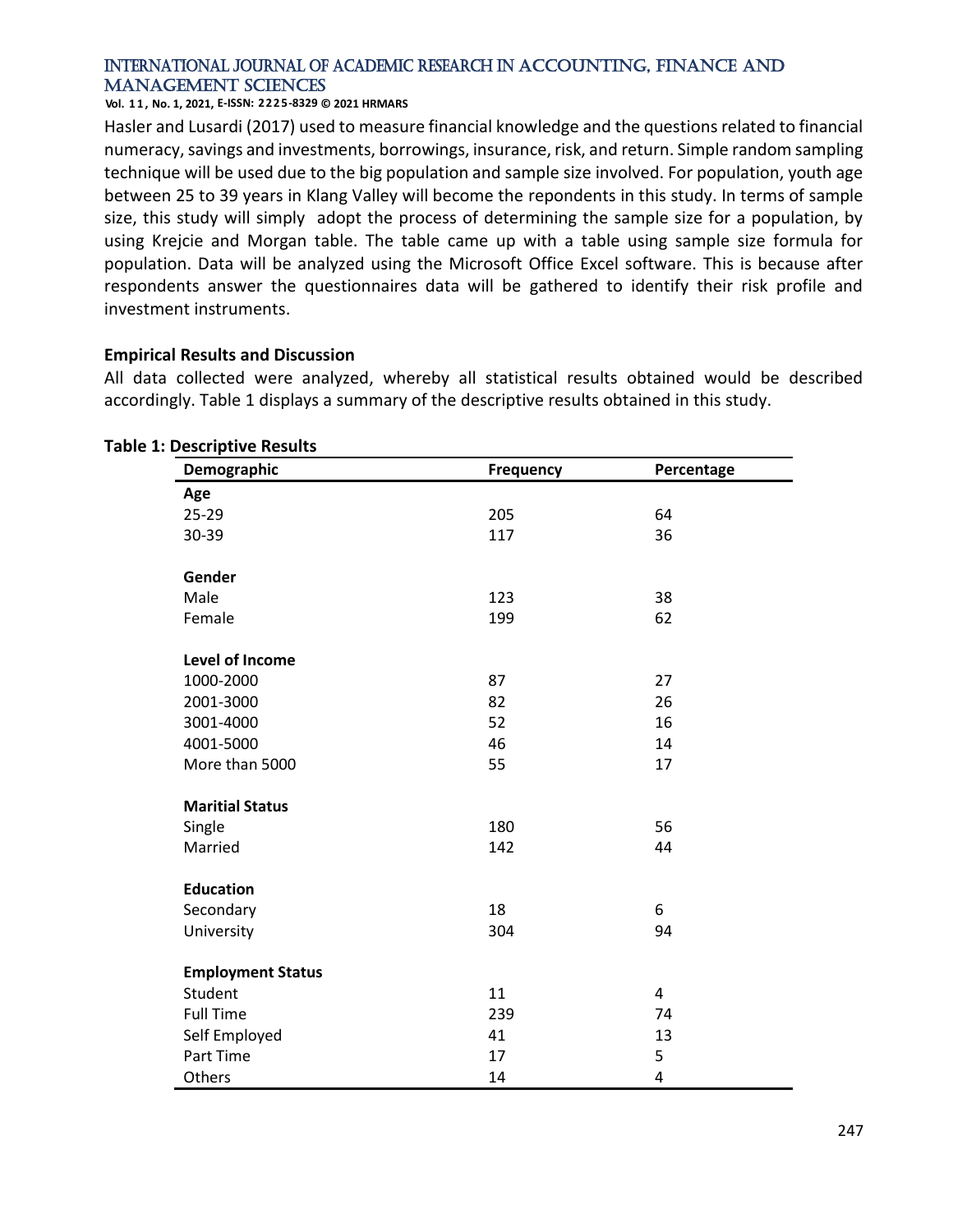Hasler and Lusardi (2017) used to measure financial knowledge and the questions related to financial numeracy, savings and investments, borrowings, insurance, risk, and return. Simple random sampling technique will be used due to the big population and sample size involved. For population, youth age between 25 to 39 years in Klang Valley will become the repondents in this study. In terms of sample size, this study will simply adopt the process of determining the sample size for a population, by using Krejcie and Morgan table. The table came up with a table using sample size formula for population. Data will be analyzed using the Microsoft Office Excel software. This is because after respondents answer the questionnaires data will be gathered to identify their risk profile and investment instruments.

### Empirical Results and Discussion

All data collected were analyzed, whereby all statistical results obtained would be described accordingly. Table 1 displays a summary of the descriptive results obtained in this study.

**Table 1: Descriptive Results**

| Demographic | Frequency | Percentage |
|---|---|---|
| **Age** | | |
| 25-29 | 205 | 64 |
| 30-39 | 117 | 36 |
| **Gender** | | |
| Male | 123 | 38 |
| Female | 199 | 62 |
| **Level of Income** | | |
| 1000-2000 | 87 | 27 |
| 2001-3000 | 82 | 26 |
| 3001-4000 | 52 | 16 |
| 4001-5000 | 46 | 14 |
| More than 5000 | 55 | 17 |
| **Maritial Status** | | |
| Single | 180 | 56 |
| Married | 142 | 44 |
| **Education** | | |
| Secondary | 18 | 6 |
| University | 304 | 94 |
| **Employment Status** | | |
| Student | 11 | 4 |
| Full Time | 239 | 74 |
| Self Employed | 41 | 13 |
| Part Time | 17 | 5 |
| Others | 14 | 4 |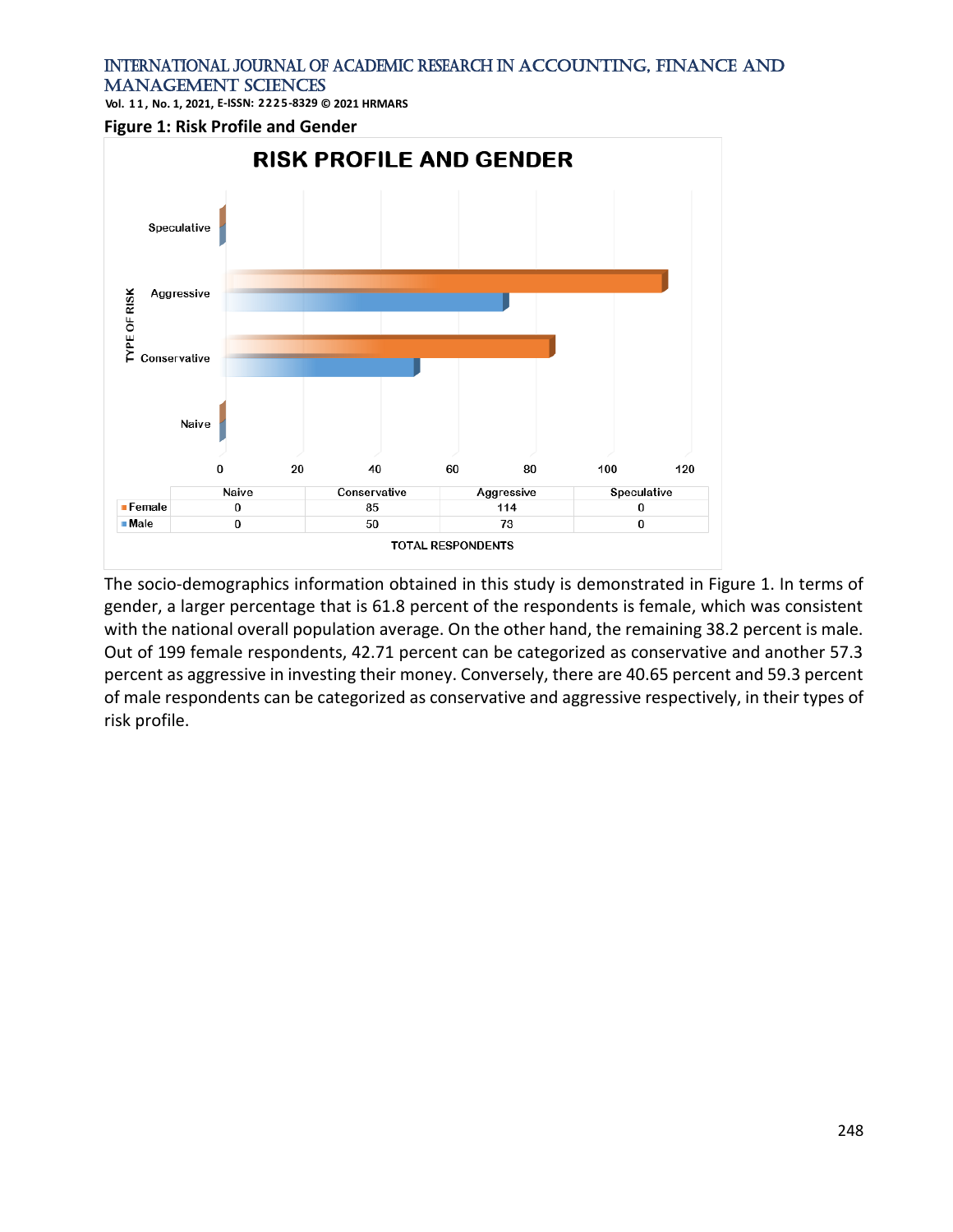**Figure 1: Risk Profile and Gender**

| | Naive | Conservative | Aggressive | Speculative |
|---|---|---|---|---|
| Female | 0 | 85 | 114 | 0 |
| Male | 0 | 50 | 73 | 0 |

The socio-demographics information obtained in this study is demonstrated in Figure 1. In terms of gender, a larger percentage that is 61.8 percent of the respondents is female, which was consistent with the national overall population average. On the other hand, the remaining 38.2 percent is male. Out of 199 female respondents, 42.71 percent can be categorized as conservative and another 57.3 percent as aggressive in investing their money. Conversely, there are 40.65 percent and 59.3 percent of male respondents can be categorized as conservative and aggressive respectively, in their types of risk profile.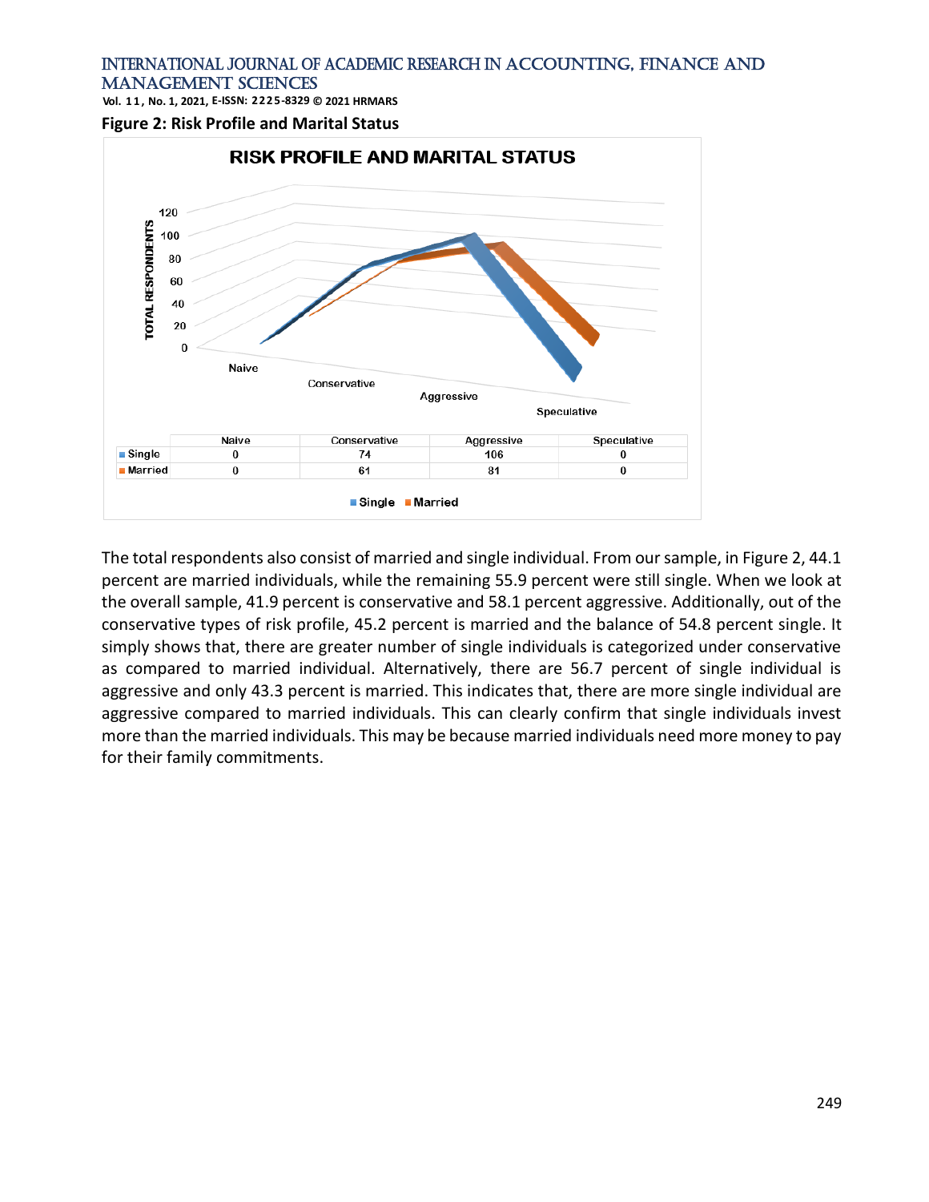**Figure 2: Risk Profile and Marital Status**

| | Naive | Conservative | Aggressive | Speculative |
|---|---|---|---|---|
| Single | 0 | 74 | 106 | 0 |
| Married | 0 | 61 | 81 | 0 |

The total respondents also consist of married and single individual. From our sample, in Figure 2, 44.1 percent are married individuals, while the remaining 55.9 percent were still single. When we look at the overall sample, 41.9 percent is conservative and 58.1 percent aggressive. Additionally, out of the conservative types of risk profile, 45.2 percent is married and the balance of 54.8 percent single. It simply shows that, there are greater number of single individuals is categorized under conservative as compared to married individual. Alternatively, there are 56.7 percent of single individual is aggressive and only 43.3 percent is married. This indicates that, there are more single individual are aggressive compared to married individuals. This can clearly confirm that single individuals invest more than the married individuals. This may be because married individuals need more money to pay for their family commitments.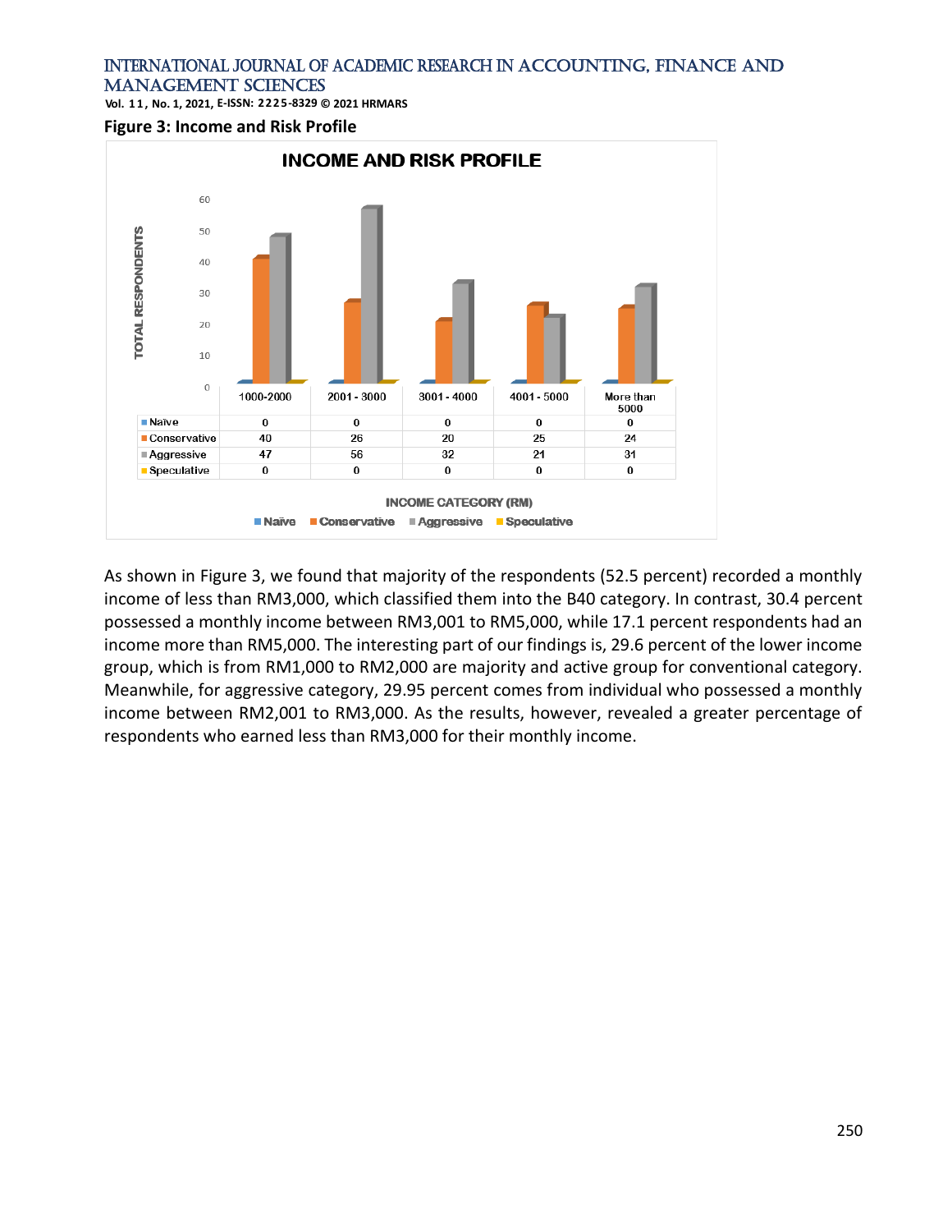**Figure 3: Income and Risk Profile**

| INCOME CATEGORY (RM) | 1000-2000 | 2001 - 3000 | 3001 - 4000 | 4001 - 5000 | More than 5000 |
| --- | --- | --- | --- | --- | --- |
| Naïve | 0 | 0 | 0 | 0 | 0 |
| Conservative | 40 | 26 | 20 | 25 | 24 |
| Aggressive | 47 | 56 | 32 | 21 | 31 |
| Speculative | 0 | 0 | 0 | 0 | 0 |

As shown in Figure 3, we found that majority of the respondents (52.5 percent) recorded a monthly income of less than RM3,000, which classified them into the B40 category. In contrast, 30.4 percent possessed a monthly income between RM3,001 to RM5,000, while 17.1 percent respondents had an income more than RM5,000. The interesting part of our findings is, 29.6 percent of the lower income group, which is from RM1,000 to RM2,000 are majority and active group for conventional category. Meanwhile, for aggressive category, 29.95 percent comes from individual who possessed a monthly income between RM2,001 to RM3,000. As the results, however, revealed a greater percentage of respondents who earned less than RM3,000 for their monthly income.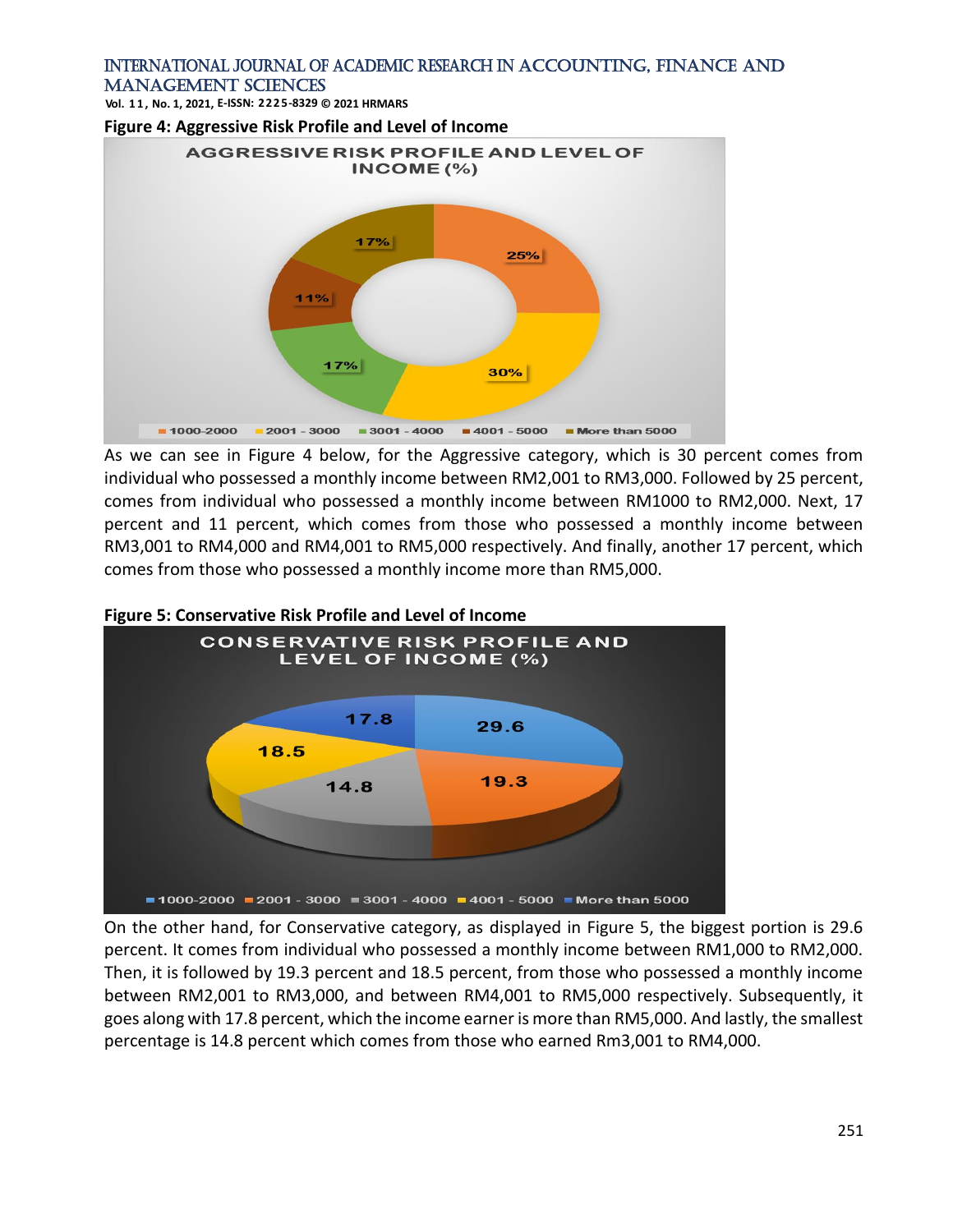**Figure 4: Aggressive Risk Profile and Level of Income**

As we can see in Figure 4 below, for the Aggressive category, which is 30 percent comes from individual who possessed a monthly income between RM2,001 to RM3,000. Followed by 25 percent, comes from individual who possessed a monthly income between RM1000 to RM2,000. Next, 17 percent and 11 percent, which comes from those who possessed a monthly income between RM3,001 to RM4,000 and RM4,001 to RM5,000 respectively. And finally, another 17 percent, which comes from those who possessed a monthly income more than RM5,000.

**Figure 5: Conservative Risk Profile and Level of Income**

On the other hand, for Conservative category, as displayed in Figure 5, the biggest portion is 29.6 percent. It comes from individual who possessed a monthly income between RM1,000 to RM2,000. Then, it is followed by 19.3 percent and 18.5 percent, from those who possessed a monthly income between RM2,001 to RM3,000, and between RM4,001 to RM5,000 respectively. Subsequently, it goes along with 17.8 percent, which the income earner is more than RM5,000. And lastly, the smallest percentage is 14.8 percent which comes from those who earned Rm3,001 to RM4,000.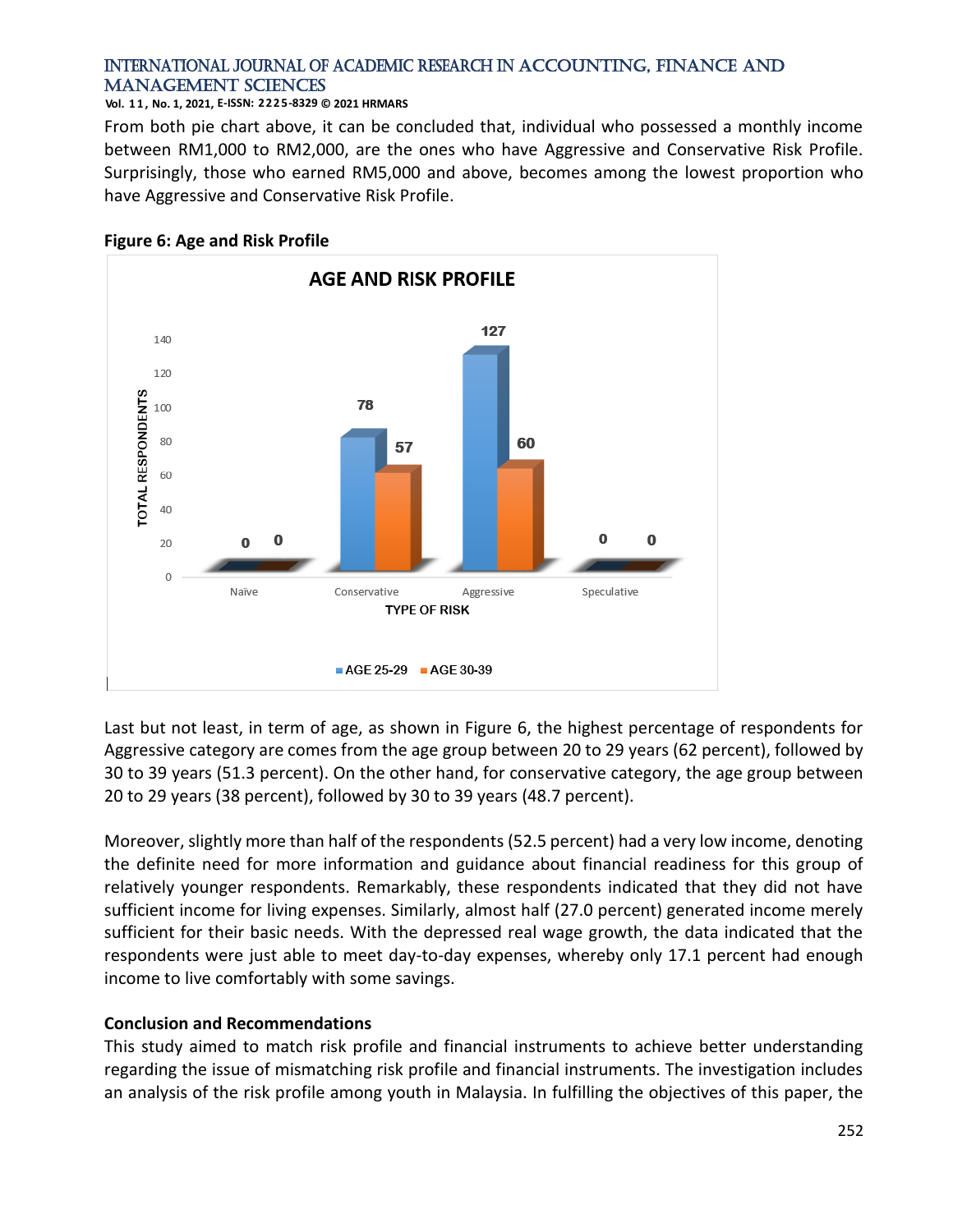From both pie chart above, it can be concluded that, individual who possessed a monthly income between RM1,000 to RM2,000, are the ones who have Aggressive and Conservative Risk Profile. Surprisingly, those who earned RM5,000 and above, becomes among the lowest proportion who have Aggressive and Conservative Risk Profile.

**Figure 6: Age and Risk Profile**

| TYPE OF RISK | AGE 25-29 | AGE 30-39 |
| --- | --- | --- |
| Naïve | 0 | 0 |
| Conservative | 78 | 57 |
| Aggressive | 127 | 60 |
| Speculative | 0 | 0 |

Last but not least, in term of age, as shown in Figure 6, the highest percentage of respondents for Aggressive category are comes from the age group between 20 to 29 years (62 percent), followed by 30 to 39 years (51.3 percent). On the other hand, for conservative category, the age group between 20 to 29 years (38 percent), followed by 30 to 39 years (48.7 percent).

Moreover, slightly more than half of the respondents (52.5 percent) had a very low income, denoting the definite need for more information and guidance about financial readiness for this group of relatively younger respondents. Remarkably, these respondents indicated that they did not have sufficient income for living expenses. Similarly, almost half (27.0 percent) generated income merely sufficient for their basic needs. With the depressed real wage growth, the data indicated that the respondents were just able to meet day-to-day expenses, whereby only 17.1 percent had enough income to live comfortably with some savings.

## Conclusion and Recommendations

This study aimed to match risk profile and financial instruments to achieve better understanding regarding the issue of mismatching risk profile and financial instruments. The investigation includes an analysis of the risk profile among youth in Malaysia. In fulfilling the objectives of this paper, the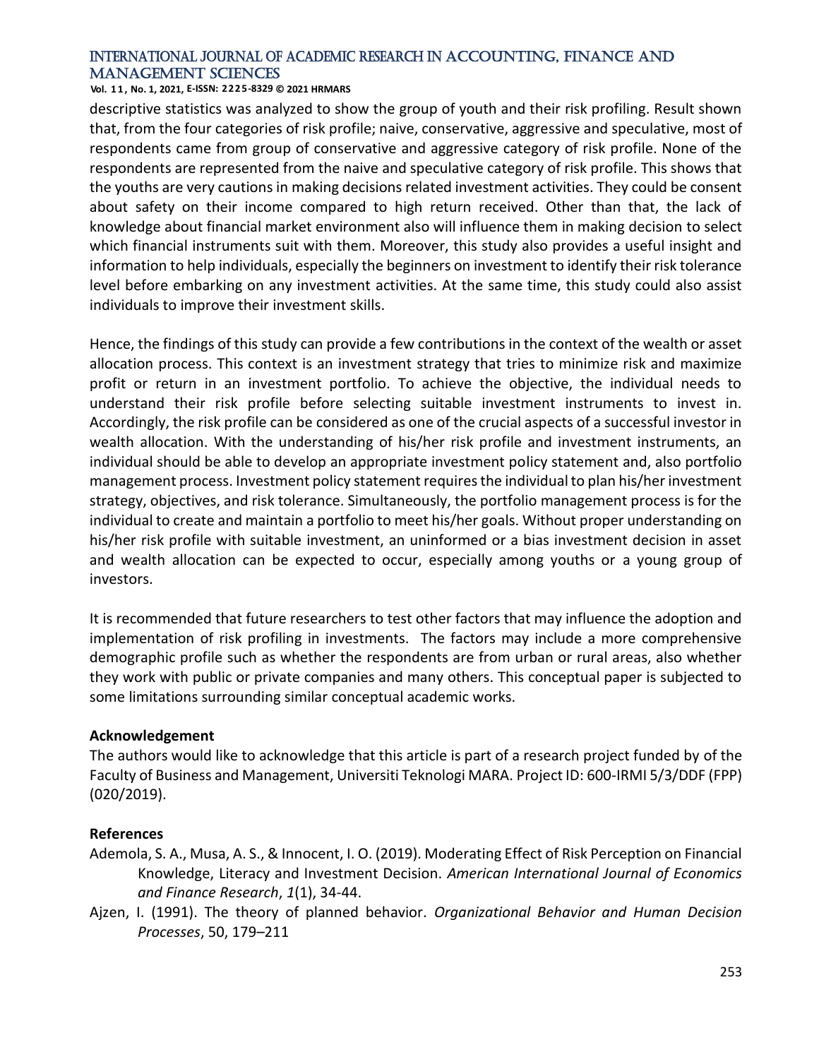descriptive statistics was analyzed to show the group of youth and their risk profiling. Result shown that, from the four categories of risk profile; naive, conservative, aggressive and speculative, most of respondents came from group of conservative and aggressive category of risk profile. None of the respondents are represented from the naive and speculative category of risk profile. This shows that the youths are very cautions in making decisions related investment activities. They could be consent about safety on their income compared to high return received. Other than that, the lack of knowledge about financial market environment also will influence them in making decision to select which financial instruments suit with them. Moreover, this study also provides a useful insight and information to help individuals, especially the beginners on investment to identify their risk tolerance level before embarking on any investment activities. At the same time, this study could also assist individuals to improve their investment skills.

Hence, the findings of this study can provide a few contributions in the context of the wealth or asset allocation process. This context is an investment strategy that tries to minimize risk and maximize profit or return in an investment portfolio. To achieve the objective, the individual needs to understand their risk profile before selecting suitable investment instruments to invest in. Accordingly, the risk profile can be considered as one of the crucial aspects of a successful investor in wealth allocation. With the understanding of his/her risk profile and investment instruments, an individual should be able to develop an appropriate investment policy statement and, also portfolio management process. Investment policy statement requires the individual to plan his/her investment strategy, objectives, and risk tolerance. Simultaneously, the portfolio management process is for the individual to create and maintain a portfolio to meet his/her goals. Without proper understanding on his/her risk profile with suitable investment, an uninformed or a bias investment decision in asset and wealth allocation can be expected to occur, especially among youths or a young group of investors.

It is recommended that future researchers to test other factors that may influence the adoption and implementation of risk profiling in investments. The factors may include a more comprehensive demographic profile such as whether the respondents are from urban or rural areas, also whether they work with public or private companies and many others. This conceptual paper is subjected to some limitations surrounding similar conceptual academic works.

**Acknowledgement**

The authors would like to acknowledge that this article is part of a research project funded by of the Faculty of Business and Management, Universiti Teknologi MARA. Project ID: 600-IRMI 5/3/DDF (FPP) (020/2019).

**References**

Ademola, S. A., Musa, A. S., & Innocent, I. O. (2019). Moderating Effect of Risk Perception on Financial Knowledge, Literacy and Investment Decision. *American International Journal of Economics and Finance Research*, *1*(1), 34-44.

Ajzen, I. (1991). The theory of planned behavior. *Organizational Behavior and Human Decision Processes*, 50, 179–211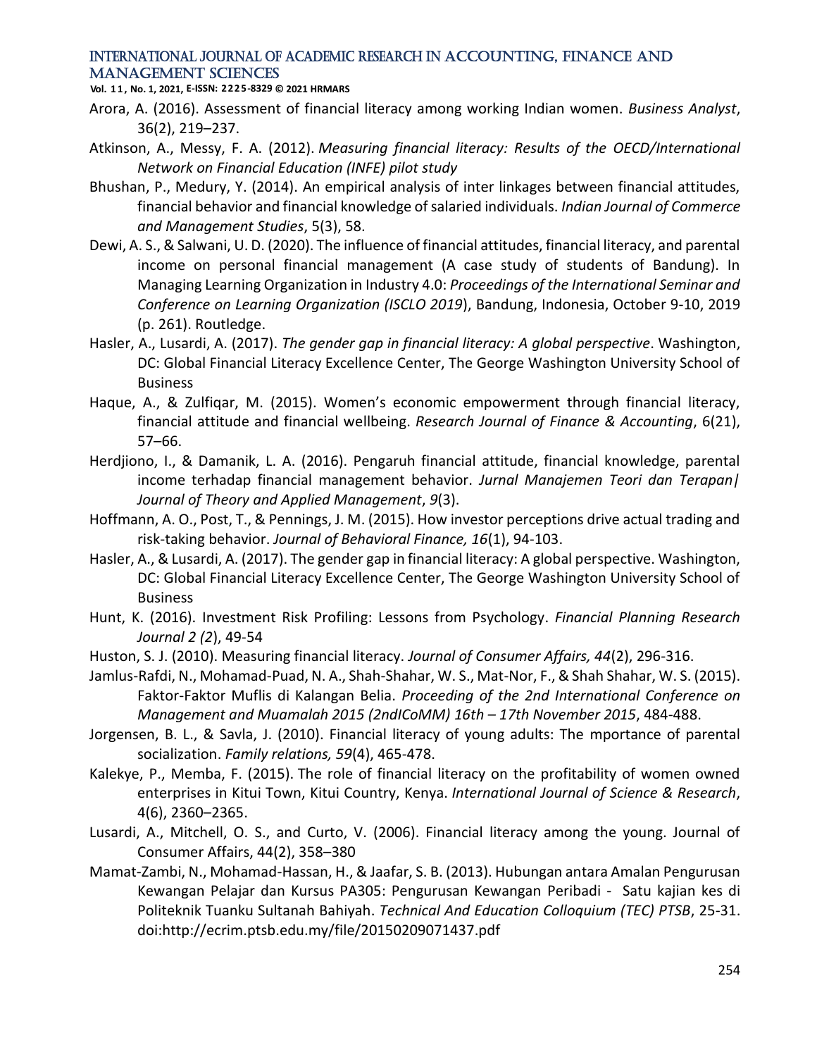Arora, A. (2016). Assessment of financial literacy among working Indian women. *Business Analyst*, 36(2), 219–237.

Atkinson, A., Messy, F. A. (2012). *Measuring financial literacy: Results of the OECD/International Network on Financial Education (INFE) pilot study*

Bhushan, P., Medury, Y. (2014). An empirical analysis of inter linkages between financial attitudes, financial behavior and financial knowledge of salaried individuals. *Indian Journal of Commerce and Management Studies*, 5(3), 58.

Dewi, A. S., & Salwani, U. D. (2020). The influence of financial attitudes, financial literacy, and parental income on personal financial management (A case study of students of Bandung). In Managing Learning Organization in Industry 4.0: *Proceedings of the International Seminar and Conference on Learning Organization (ISCLO 2019*), Bandung, Indonesia, October 9-10, 2019 (p. 261). Routledge.

Hasler, A., Lusardi, A. (2017). *The gender gap in financial literacy: A global perspective*. Washington, DC: Global Financial Literacy Excellence Center, The George Washington University School of Business

Haque, A., & Zulfiqar, M. (2015). Women's economic empowerment through financial literacy, financial attitude and financial wellbeing. *Research Journal of Finance & Accounting*, 6(21), 57–66.

Herdjiono, I., & Damanik, L. A. (2016). Pengaruh financial attitude, financial knowledge, parental income terhadap financial management behavior. *Jurnal Manajemen Teori dan Terapan| Journal of Theory and Applied Management*, *9*(3).

Hoffmann, A. O., Post, T., & Pennings, J. M. (2015). How investor perceptions drive actual trading and risk-taking behavior. *Journal of Behavioral Finance, 16*(1), 94-103.

Hasler, A., & Lusardi, A. (2017). The gender gap in financial literacy: A global perspective. Washington, DC: Global Financial Literacy Excellence Center, The George Washington University School of Business

Hunt, K. (2016). Investment Risk Profiling: Lessons from Psychology. *Financial Planning Research Journal 2 (2*), 49-54

Huston, S. J. (2010). Measuring financial literacy. *Journal of Consumer Affairs, 44*(2), 296-316.

Jamlus-Rafdi, N., Mohamad-Puad, N. A., Shah-Shahar, W. S., Mat-Nor, F., & Shah Shahar, W. S. (2015). Faktor-Faktor Muflis di Kalangan Belia. *Proceeding of the 2nd International Conference on Management and Muamalah 2015 (2ndICoMM) 16th – 17th November 2015*, 484-488.

Jorgensen, B. L., & Savla, J. (2010). Financial literacy of young adults: The mportance of parental socialization. *Family relations, 59*(4), 465-478.

Kalekye, P., Memba, F. (2015). The role of financial literacy on the profitability of women owned enterprises in Kitui Town, Kitui Country, Kenya. *International Journal of Science & Research*, 4(6), 2360–2365.

Lusardi, A., Mitchell, O. S., and Curto, V. (2006). Financial literacy among the young. Journal of Consumer Affairs, 44(2), 358–380

Mamat-Zambi, N., Mohamad-Hassan, H., & Jaafar, S. B. (2013). Hubungan antara Amalan Pengurusan Kewangan Pelajar dan Kursus PA305: Pengurusan Kewangan Peribadi - Satu kajian kes di Politeknik Tuanku Sultanah Bahiyah. *Technical And Education Colloquium (TEC) PTSB*, 25-31. doi:http://ecrim.ptsb.edu.my/file/20150209071437.pdf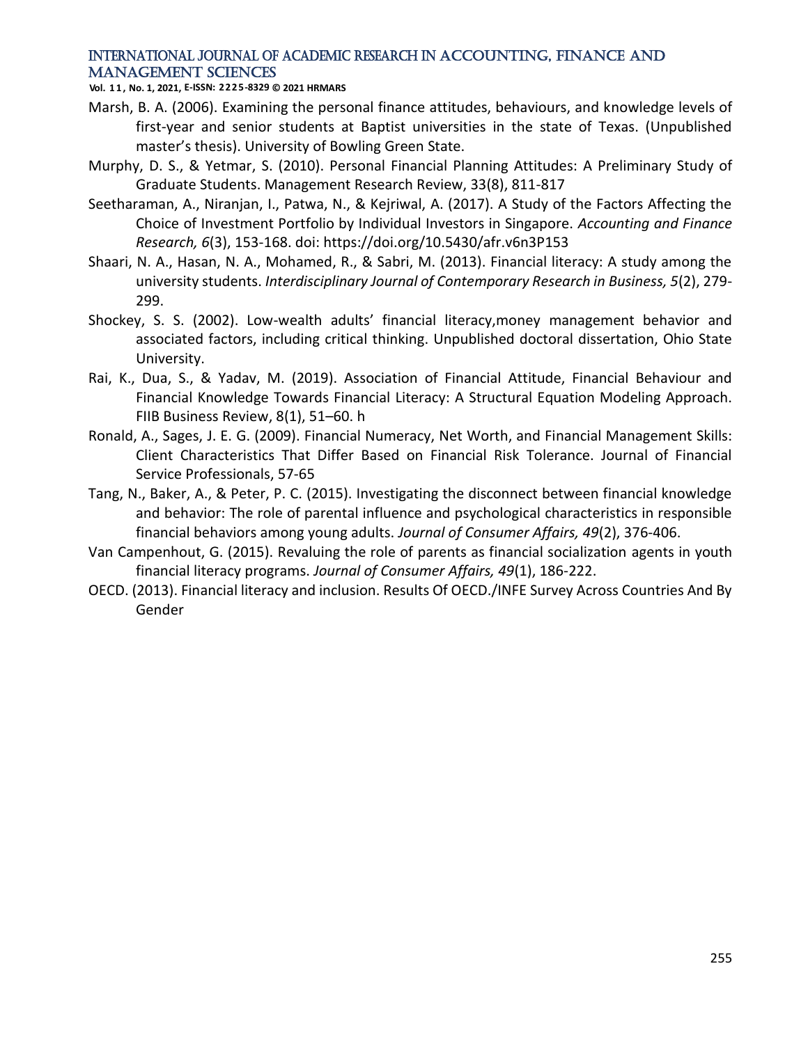Marsh, B. A. (2006). Examining the personal finance attitudes, behaviours, and knowledge levels of first-year and senior students at Baptist universities in the state of Texas. (Unpublished master's thesis). University of Bowling Green State.

Murphy, D. S., & Yetmar, S. (2010). Personal Financial Planning Attitudes: A Preliminary Study of Graduate Students. Management Research Review, 33(8), 811-817

Seetharaman, A., Niranjan, I., Patwa, N., & Kejriwal, A. (2017). A Study of the Factors Affecting the Choice of Investment Portfolio by Individual Investors in Singapore. *Accounting and Finance Research, 6*(3), 153-168. doi: https://doi.org/10.5430/afr.v6n3P153

Shaari, N. A., Hasan, N. A., Mohamed, R., & Sabri, M. (2013). Financial literacy: A study among the university students. *Interdisciplinary Journal of Contemporary Research in Business, 5*(2), 279-299.

Shockey, S. S. (2002). Low-wealth adults' financial literacy,money management behavior and associated factors, including critical thinking. Unpublished doctoral dissertation, Ohio State University.

Rai, K., Dua, S., & Yadav, M. (2019). Association of Financial Attitude, Financial Behaviour and Financial Knowledge Towards Financial Literacy: A Structural Equation Modeling Approach. FIIB Business Review, 8(1), 51–60. h

Ronald, A., Sages, J. E. G. (2009). Financial Numeracy, Net Worth, and Financial Management Skills: Client Characteristics That Differ Based on Financial Risk Tolerance. Journal of Financial Service Professionals, 57-65

Tang, N., Baker, A., & Peter, P. C. (2015). Investigating the disconnect between financial knowledge and behavior: The role of parental influence and psychological characteristics in responsible financial behaviors among young adults. *Journal of Consumer Affairs, 49*(2), 376-406.

Van Campenhout, G. (2015). Revaluing the role of parents as financial socialization agents in youth financial literacy programs. *Journal of Consumer Affairs, 49*(1), 186-222.

OECD. (2013). Financial literacy and inclusion. Results Of OECD./INFE Survey Across Countries And By Gender